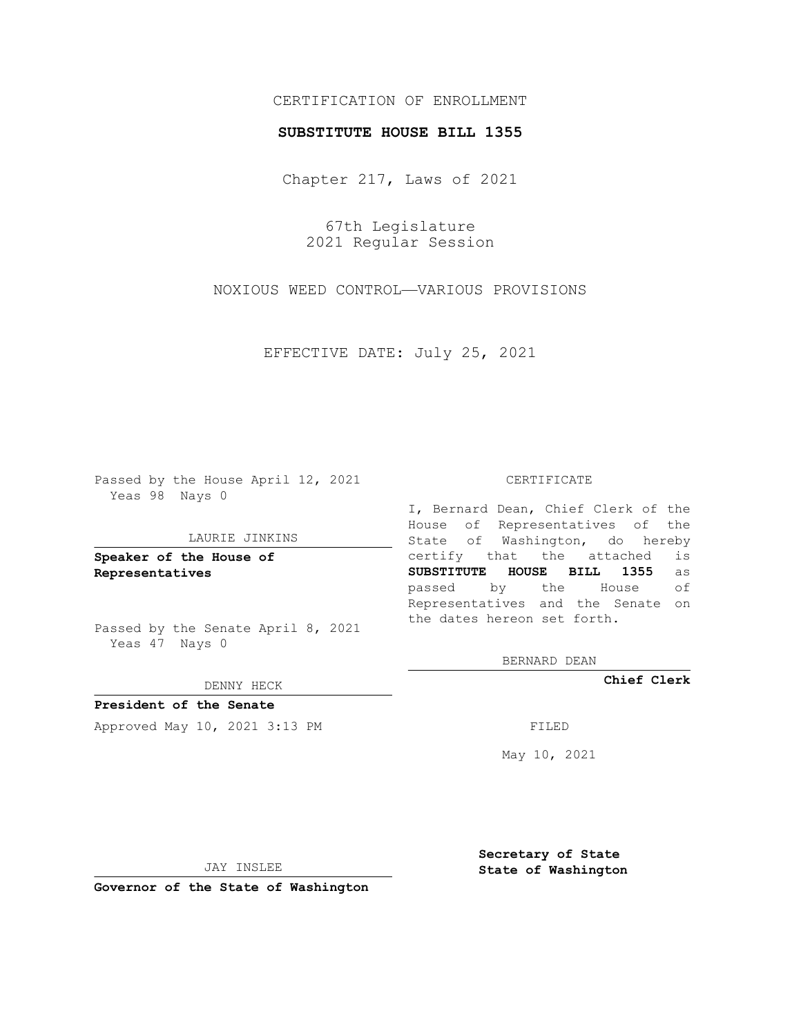CERTIFICATION OF ENROLLMENT

**SUBSTITUTE HOUSE BILL 1355**

Chapter 217, Laws of 2021

67th Legislature
2021 Regular Session

NOXIOUS WEED CONTROL—VARIOUS PROVISIONS

EFFECTIVE DATE: July 25, 2021

Passed by the House April 12, 2021
Yeas 98 Nays 0

LAURIE JINKINS

**Speaker of the House of Representatives**

Passed by the Senate April 8, 2021
Yeas 47 Nays 0

DENNY HECK

**President of the Senate**

Approved May 10, 2021 3:13 PM

JAY INSLEE

**Governor of the State of Washington**

CERTIFICATE

I, Bernard Dean, Chief Clerk of the House of Representatives of the State of Washington, do hereby certify that the attached is **SUBSTITUTE HOUSE BILL 1355** as passed by the House of Representatives and the Senate on the dates hereon set forth.

BERNARD DEAN

**Chief Clerk**

FILED

May 10, 2021

**Secretary of State**
**State of Washington**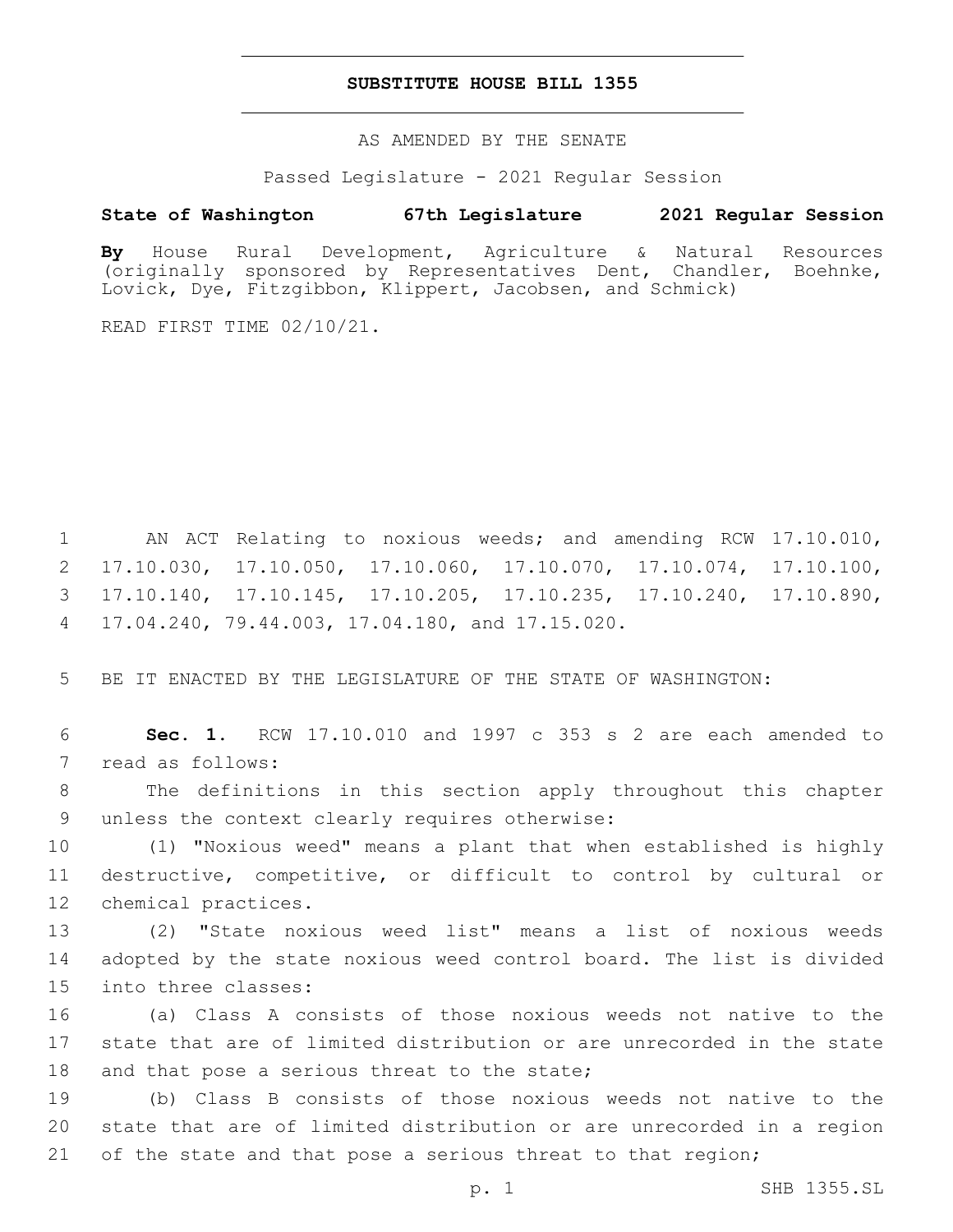# SUBSTITUTE HOUSE BILL 1355

AS AMENDED BY THE SENATE

Passed Legislature - 2021 Regular Session

**State of Washington 67th Legislature 2021 Regular Session**

**By** House Rural Development, Agriculture & Natural Resources (originally sponsored by Representatives Dent, Chandler, Boehnke, Lovick, Dye, Fitzgibbon, Klippert, Jacobsen, and Schmick)

READ FIRST TIME 02/10/21.

1 AN ACT Relating to noxious weeds; and amending RCW 17.10.010, 2 17.10.030, 17.10.050, 17.10.060, 17.10.070, 17.10.074, 17.10.100, 3 17.10.140, 17.10.145, 17.10.205, 17.10.235, 17.10.240, 17.10.890, 4 17.04.240, 79.44.003, 17.04.180, and 17.15.020.

5 BE IT ENACTED BY THE LEGISLATURE OF THE STATE OF WASHINGTON:

6 **Sec. 1.** RCW 17.10.010 and 1997 c 353 s 2 are each amended to 7 read as follows:

8 The definitions in this section apply throughout this chapter 9 unless the context clearly requires otherwise:

10 (1) "Noxious weed" means a plant that when established is highly 11 destructive, competitive, or difficult to control by cultural or 12 chemical practices.

13 (2) "State noxious weed list" means a list of noxious weeds 14 adopted by the state noxious weed control board. The list is divided 15 into three classes:

16 (a) Class A consists of those noxious weeds not native to the 17 state that are of limited distribution or are unrecorded in the state 18 and that pose a serious threat to the state;

19 (b) Class B consists of those noxious weeds not native to the 20 state that are of limited distribution or are unrecorded in a region 21 of the state and that pose a serious threat to that region;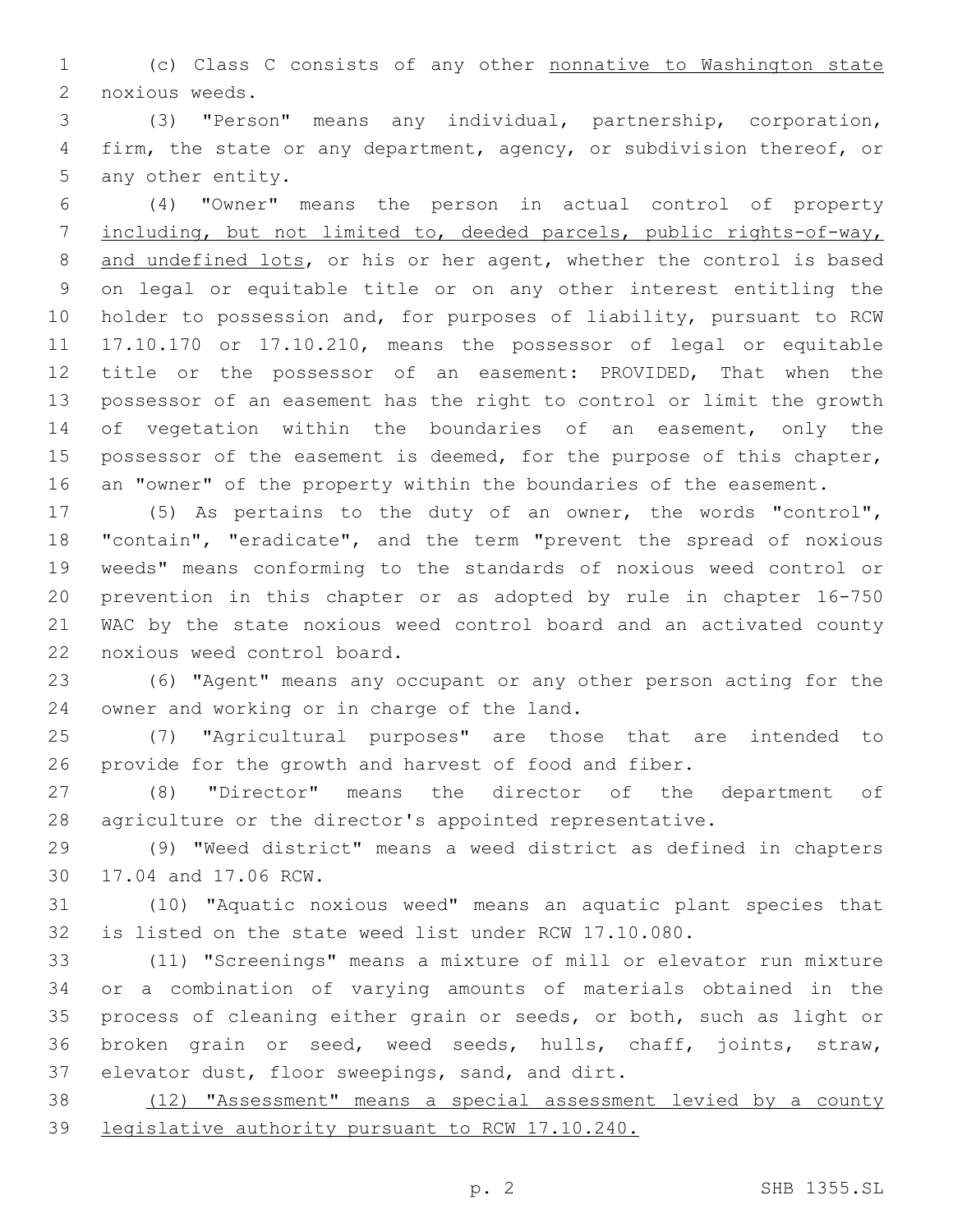(c) Class C consists of any other <u>nonnative to Washington state</u> noxious weeds.

(3) "Person" means any individual, partnership, corporation, firm, the state or any department, agency, or subdivision thereof, or any other entity.

(4) "Owner" means the person in actual control of property <u>including, but not limited to, deeded parcels, public rights-of-way, and undefined lots</u>, or his or her agent, whether the control is based on legal or equitable title or on any other interest entitling the holder to possession and, for purposes of liability, pursuant to RCW 17.10.170 or 17.10.210, means the possessor of legal or equitable title or the possessor of an easement: PROVIDED, That when the possessor of an easement has the right to control or limit the growth of vegetation within the boundaries of an easement, only the possessor of the easement is deemed, for the purpose of this chapter, an "owner" of the property within the boundaries of the easement.

(5) As pertains to the duty of an owner, the words "control", "contain", "eradicate", and the term "prevent the spread of noxious weeds" means conforming to the standards of noxious weed control or prevention in this chapter or as adopted by rule in chapter 16-750 WAC by the state noxious weed control board and an activated county noxious weed control board.

(6) "Agent" means any occupant or any other person acting for the owner and working or in charge of the land.

(7) "Agricultural purposes" are those that are intended to provide for the growth and harvest of food and fiber.

(8) "Director" means the director of the department of agriculture or the director's appointed representative.

(9) "Weed district" means a weed district as defined in chapters 17.04 and 17.06 RCW.

(10) "Aquatic noxious weed" means an aquatic plant species that is listed on the state weed list under RCW 17.10.080.

(11) "Screenings" means a mixture of mill or elevator run mixture or a combination of varying amounts of materials obtained in the process of cleaning either grain or seeds, or both, such as light or broken grain or seed, weed seeds, hulls, chaff, joints, straw, elevator dust, floor sweepings, sand, and dirt.

<u>(12) "Assessment" means a special assessment levied by a county legislative authority pursuant to RCW 17.10.240.</u>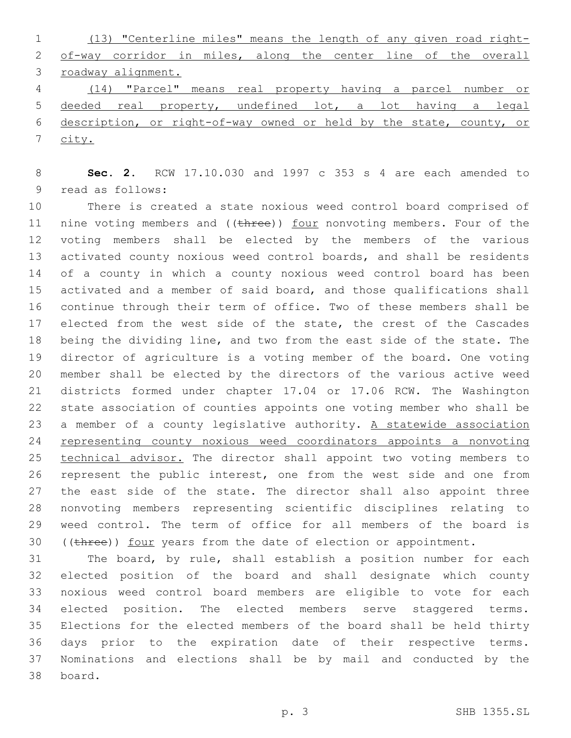(13) "Centerline miles" means the length of any given road right-of-way corridor in miles, along the center line of the overall roadway alignment.

(14) "Parcel" means real property having a parcel number or deeded real property, undefined lot, a lot having a legal description, or right-of-way owned or held by the state, county, or city.

**Sec. 2.** RCW 17.10.030 and 1997 c 353 s 4 are each amended to read as follows:

There is created a state noxious weed control board comprised of nine voting members and ((~~three~~)) four nonvoting members. Four of the voting members shall be elected by the members of the various activated county noxious weed control boards, and shall be residents of a county in which a county noxious weed control board has been activated and a member of said board, and those qualifications shall continue through their term of office. Two of these members shall be elected from the west side of the state, the crest of the Cascades being the dividing line, and two from the east side of the state. The director of agriculture is a voting member of the board. One voting member shall be elected by the directors of the various active weed districts formed under chapter 17.04 or 17.06 RCW. The Washington state association of counties appoints one voting member who shall be a member of a county legislative authority. A statewide association representing county noxious weed coordinators appoints a nonvoting technical advisor. The director shall appoint two voting members to represent the public interest, one from the west side and one from the east side of the state. The director shall also appoint three nonvoting members representing scientific disciplines relating to weed control. The term of office for all members of the board is ((~~three~~)) four years from the date of election or appointment.

The board, by rule, shall establish a position number for each elected position of the board and shall designate which county noxious weed control board members are eligible to vote for each elected position. The elected members serve staggered terms. Elections for the elected members of the board shall be held thirty days prior to the expiration date of their respective terms. Nominations and elections shall be by mail and conducted by the board.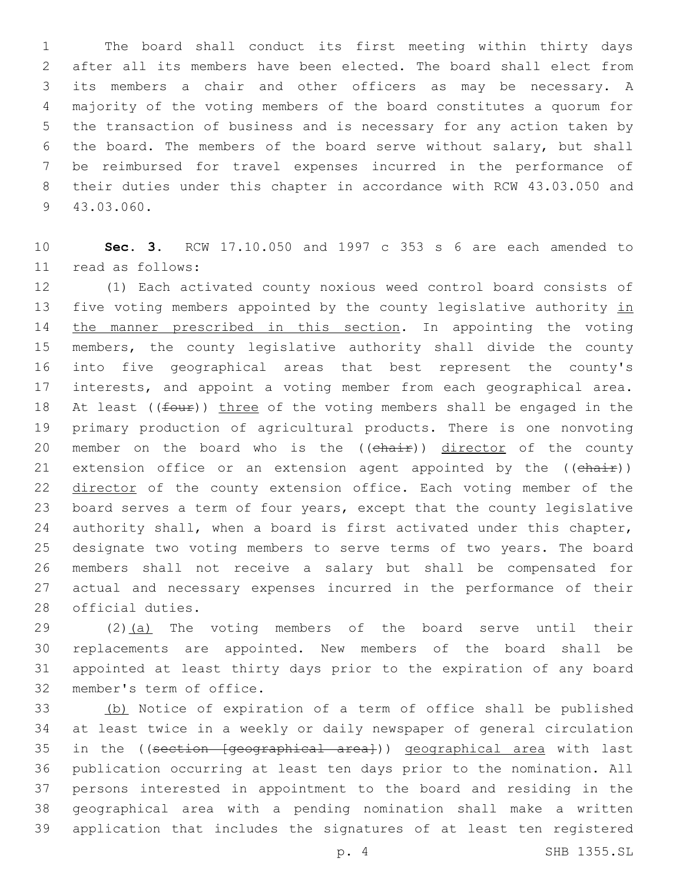The board shall conduct its first meeting within thirty days after all its members have been elected. The board shall elect from its members a chair and other officers as may be necessary. A majority of the voting members of the board constitutes a quorum for the transaction of business and is necessary for any action taken by the board. The members of the board serve without salary, but shall be reimbursed for travel expenses incurred in the performance of their duties under this chapter in accordance with RCW 43.03.050 and 43.03.060.

**Sec. 3.** RCW 17.10.050 and 1997 c 353 s 6 are each amended to read as follows:

(1) Each activated county noxious weed control board consists of five voting members appointed by the county legislative authority in the manner prescribed in this section. In appointing the voting members, the county legislative authority shall divide the county into five geographical areas that best represent the county's interests, and appoint a voting member from each geographical area. At least ((~~four~~)) three of the voting members shall be engaged in the primary production of agricultural products. There is one nonvoting member on the board who is the ((~~chair~~)) director of the county extension office or an extension agent appointed by the ((~~chair~~)) director of the county extension office. Each voting member of the board serves a term of four years, except that the county legislative authority shall, when a board is first activated under this chapter, designate two voting members to serve terms of two years. The board members shall not receive a salary but shall be compensated for actual and necessary expenses incurred in the performance of their official duties.

(2)(a) The voting members of the board serve until their replacements are appointed. New members of the board shall be appointed at least thirty days prior to the expiration of any board member's term of office.

(b) Notice of expiration of a term of office shall be published at least twice in a weekly or daily newspaper of general circulation in the ((~~section [geographical area]~~)) geographical area with last publication occurring at least ten days prior to the nomination. All persons interested in appointment to the board and residing in the geographical area with a pending nomination shall make a written application that includes the signatures of at least ten registered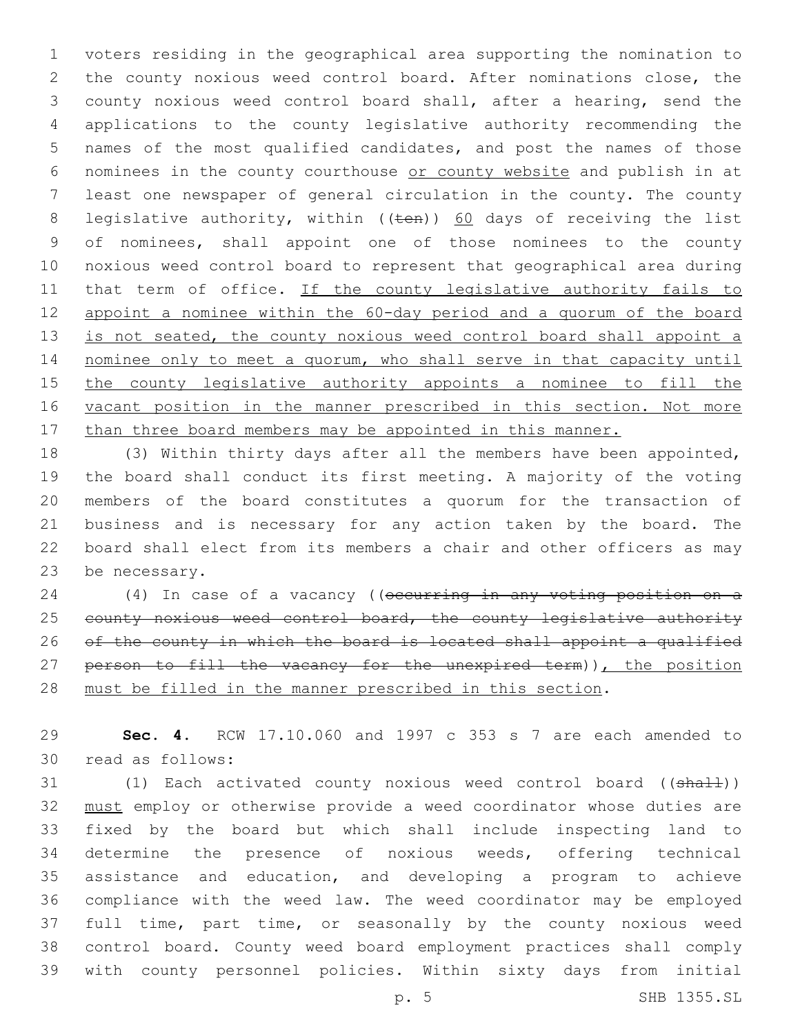voters residing in the geographical area supporting the nomination to the county noxious weed control board. After nominations close, the county noxious weed control board shall, after a hearing, send the applications to the county legislative authority recommending the names of the most qualified candidates, and post the names of those nominees in the county courthouse or county website and publish in at least one newspaper of general circulation in the county. The county legislative authority, within ((~~ten~~)) 60 days of receiving the list of nominees, shall appoint one of those nominees to the county noxious weed control board to represent that geographical area during that term of office. If the county legislative authority fails to appoint a nominee within the 60-day period and a quorum of the board is not seated, the county noxious weed control board shall appoint a nominee only to meet a quorum, who shall serve in that capacity until the county legislative authority appoints a nominee to fill the vacant position in the manner prescribed in this section. Not more than three board members may be appointed in this manner.

(3) Within thirty days after all the members have been appointed, the board shall conduct its first meeting. A majority of the voting members of the board constitutes a quorum for the transaction of business and is necessary for any action taken by the board. The board shall elect from its members a chair and other officers as may be necessary.

(4) In case of a vacancy ((~~occurring in any voting position on a county noxious weed control board, the county legislative authority of the county in which the board is located shall appoint a qualified person to fill the vacancy for the unexpired term~~)), the position must be filled in the manner prescribed in this section.

**Sec. 4.** RCW 17.10.060 and 1997 c 353 s 7 are each amended to read as follows:

(1) Each activated county noxious weed control board ((~~shall~~)) must employ or otherwise provide a weed coordinator whose duties are fixed by the board but which shall include inspecting land to determine the presence of noxious weeds, offering technical assistance and education, and developing a program to achieve compliance with the weed law. The weed coordinator may be employed full time, part time, or seasonally by the county noxious weed control board. County weed board employment practices shall comply with county personnel policies. Within sixty days from initial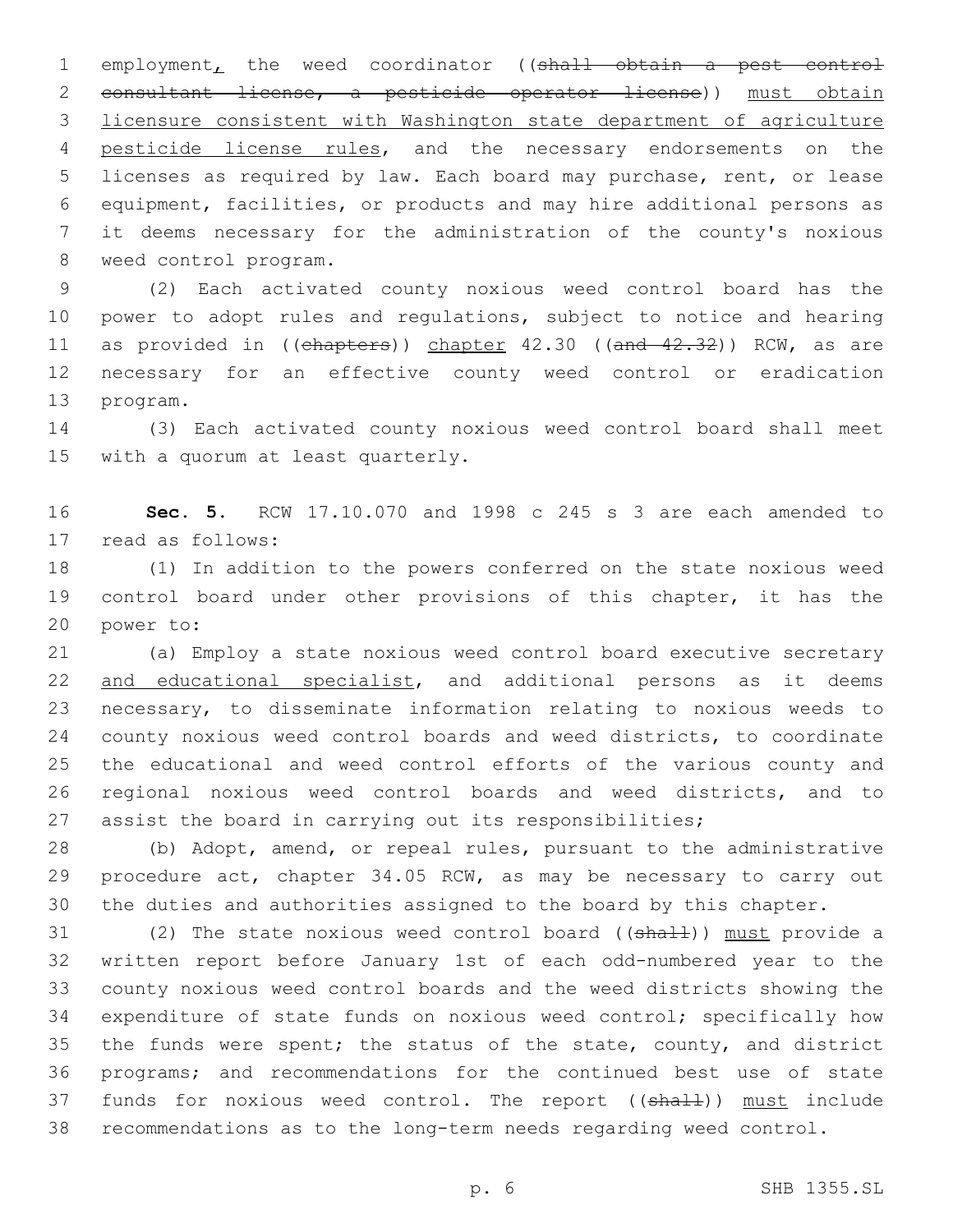employment, the weed coordinator ((~~shall obtain a pest control consultant license, a pesticide operator license~~)) <u>must obtain licensure consistent with Washington state department of agriculture pesticide license rules</u>, and the necessary endorsements on the licenses as required by law. Each board may purchase, rent, or lease equipment, facilities, or products and may hire additional persons as it deems necessary for the administration of the county's noxious weed control program.

(2) Each activated county noxious weed control board has the power to adopt rules and regulations, subject to notice and hearing as provided in ((~~chapters~~)) <u>chapter</u> 42.30 ((~~and 42.32~~)) RCW, as are necessary for an effective county weed control or eradication program.

(3) Each activated county noxious weed control board shall meet with a quorum at least quarterly.

**Sec. 5.** RCW 17.10.070 and 1998 c 245 s 3 are each amended to read as follows:

(1) In addition to the powers conferred on the state noxious weed control board under other provisions of this chapter, it has the power to:

(a) Employ a state noxious weed control board executive secretary <u>and educational specialist</u>, and additional persons as it deems necessary, to disseminate information relating to noxious weeds to county noxious weed control boards and weed districts, to coordinate the educational and weed control efforts of the various county and regional noxious weed control boards and weed districts, and to assist the board in carrying out its responsibilities;

(b) Adopt, amend, or repeal rules, pursuant to the administrative procedure act, chapter 34.05 RCW, as may be necessary to carry out the duties and authorities assigned to the board by this chapter.

(2) The state noxious weed control board ((~~shall~~)) <u>must</u> provide a written report before January 1st of each odd-numbered year to the county noxious weed control boards and the weed districts showing the expenditure of state funds on noxious weed control; specifically how the funds were spent; the status of the state, county, and district programs; and recommendations for the continued best use of state funds for noxious weed control. The report ((~~shall~~)) <u>must</u> include recommendations as to the long-term needs regarding weed control.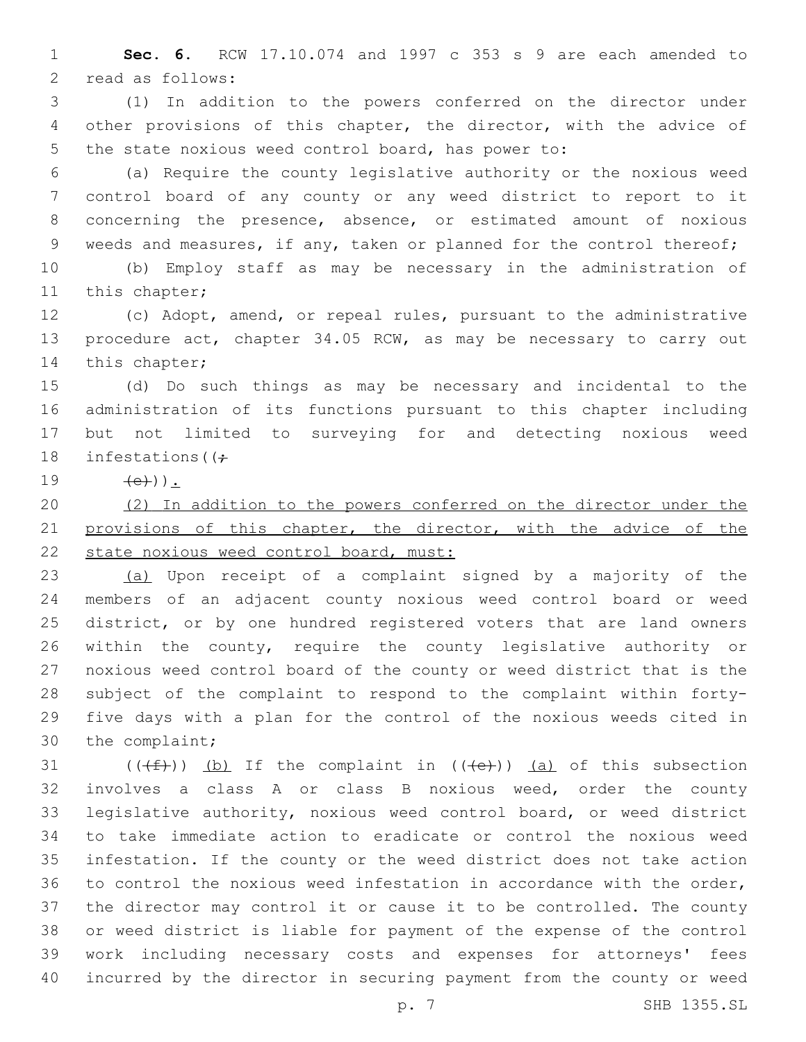**Sec. 6.** RCW 17.10.074 and 1997 c 353 s 9 are each amended to read as follows:

(1) In addition to the powers conferred on the director under other provisions of this chapter, the director, with the advice of the state noxious weed control board, has power to:

(a) Require the county legislative authority or the noxious weed control board of any county or any weed district to report to it concerning the presence, absence, or estimated amount of noxious weeds and measures, if any, taken or planned for the control thereof;

(b) Employ staff as may be necessary in the administration of this chapter;

(c) Adopt, amend, or repeal rules, pursuant to the administrative procedure act, chapter 34.05 RCW, as may be necessary to carry out this chapter;

(d) Do such things as may be necessary and incidental to the administration of its functions pursuant to this chapter including but not limited to surveying for and detecting noxious weed infestations((~~;~~

~~(e)~~)).

<u>(2) In addition to the powers conferred on the director under the provisions of this chapter, the director, with the advice of the state noxious weed control board, must:</u>

<u>(a)</u> Upon receipt of a complaint signed by a majority of the members of an adjacent county noxious weed control board or weed district, or by one hundred registered voters that are land owners within the county, require the county legislative authority or noxious weed control board of the county or weed district that is the subject of the complaint to respond to the complaint within forty-five days with a plan for the control of the noxious weeds cited in the complaint;

((~~(f)~~)) <u>(b)</u> If the complaint in ((~~(e)~~)) <u>(a)</u> of this subsection involves a class A or class B noxious weed, order the county legislative authority, noxious weed control board, or weed district to take immediate action to eradicate or control the noxious weed infestation. If the county or the weed district does not take action to control the noxious weed infestation in accordance with the order, the director may control it or cause it to be controlled. The county or weed district is liable for payment of the expense of the control work including necessary costs and expenses for attorneys' fees incurred by the director in securing payment from the county or weed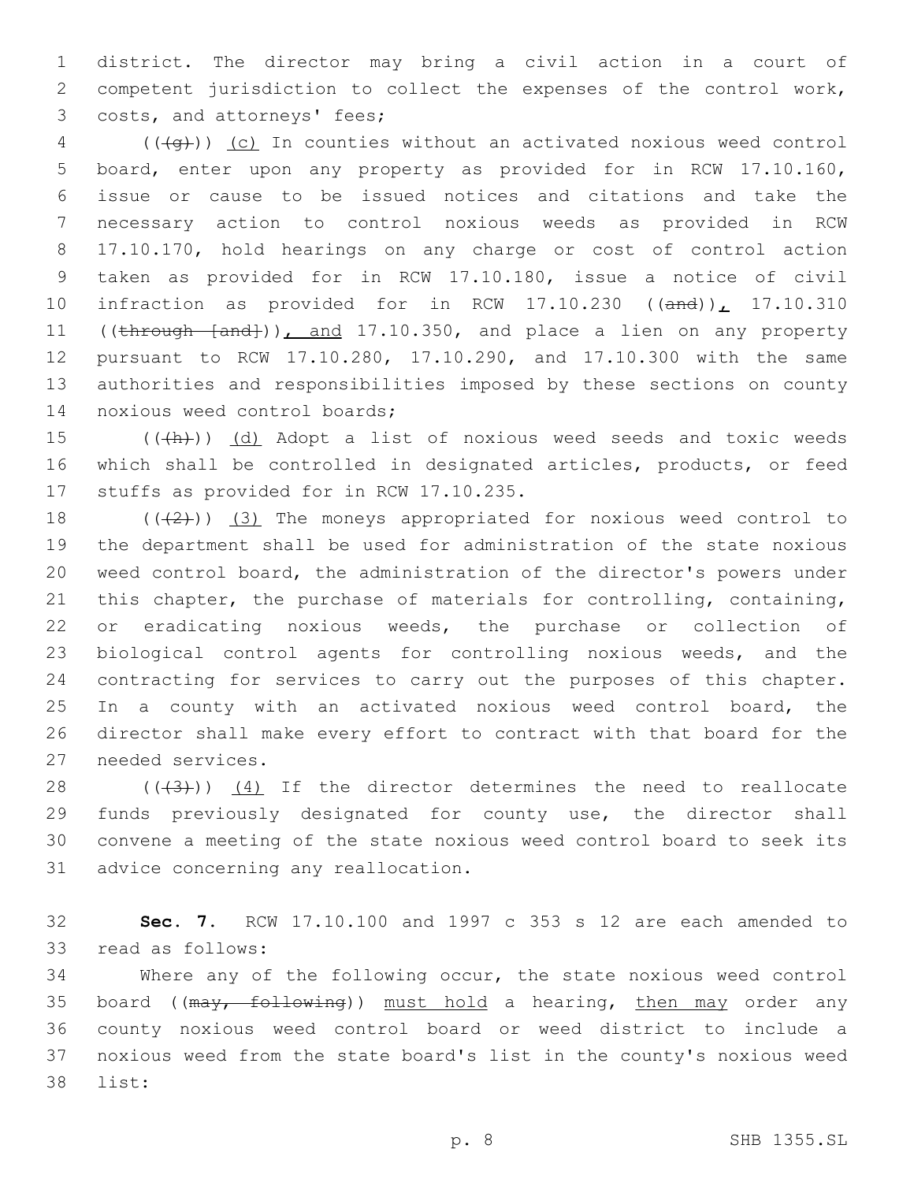district. The director may bring a civil action in a court of competent jurisdiction to collect the expenses of the control work, costs, and attorneys' fees;

(((g))) <u>(c)</u> In counties without an activated noxious weed control board, enter upon any property as provided for in RCW 17.10.160, issue or cause to be issued notices and citations and take the necessary action to control noxious weeds as provided in RCW 17.10.170, hold hearings on any charge or cost of control action taken as provided for in RCW 17.10.180, issue a notice of civil infraction as provided for in RCW 17.10.230 ((~~and~~))<u>,</u> 17.10.310 ((~~through [and]~~))<u>, and</u> 17.10.350, and place a lien on any property pursuant to RCW 17.10.280, 17.10.290, and 17.10.300 with the same authorities and responsibilities imposed by these sections on county noxious weed control boards;

(((h))) <u>(d)</u> Adopt a list of noxious weed seeds and toxic weeds which shall be controlled in designated articles, products, or feed stuffs as provided for in RCW 17.10.235.

(((2))) <u>(3)</u> The moneys appropriated for noxious weed control to the department shall be used for administration of the state noxious weed control board, the administration of the director's powers under this chapter, the purchase of materials for controlling, containing, or eradicating noxious weeds, the purchase or collection of biological control agents for controlling noxious weeds, and the contracting for services to carry out the purposes of this chapter. In a county with an activated noxious weed control board, the director shall make every effort to contract with that board for the needed services.

(((3))) <u>(4)</u> If the director determines the need to reallocate funds previously designated for county use, the director shall convene a meeting of the state noxious weed control board to seek its advice concerning any reallocation.

**Sec. 7.** RCW 17.10.100 and 1997 c 353 s 12 are each amended to read as follows:

Where any of the following occur, the state noxious weed control board ((~~may, following~~)) <u>must hold</u> a hearing, <u>then may</u> order any county noxious weed control board or weed district to include a noxious weed from the state board's list in the county's noxious weed list: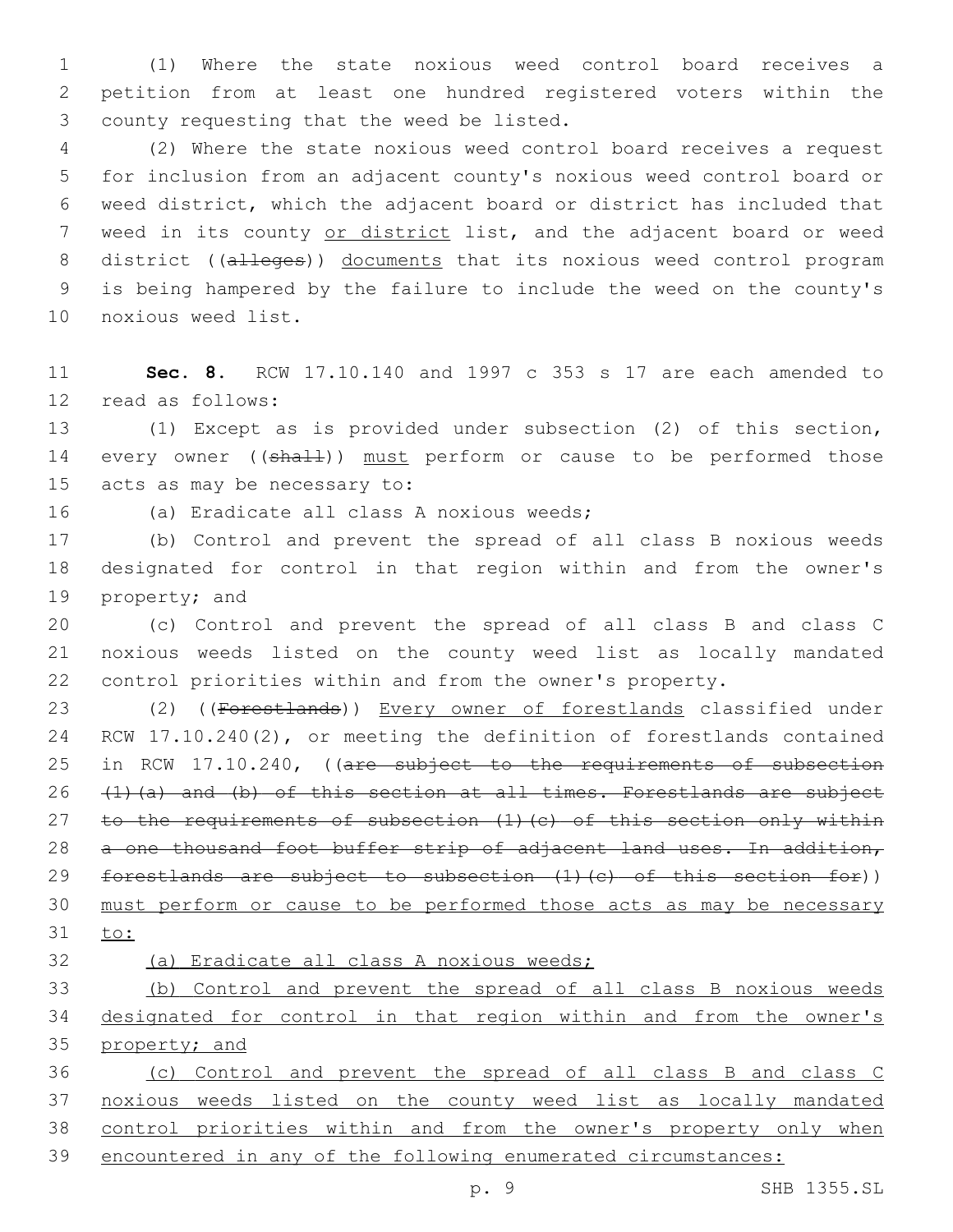(1) Where the state noxious weed control board receives a petition from at least one hundred registered voters within the county requesting that the weed be listed.

(2) Where the state noxious weed control board receives a request for inclusion from an adjacent county's noxious weed control board or weed district, which the adjacent board or district has included that weed in its county <u>or district</u> list, and the adjacent board or weed district ((~~alleges~~)) <u>documents</u> that its noxious weed control program is being hampered by the failure to include the weed on the county's noxious weed list.

**Sec. 8.** RCW 17.10.140 and 1997 c 353 s 17 are each amended to read as follows:

(1) Except as is provided under subsection (2) of this section, every owner ((~~shall~~)) <u>must</u> perform or cause to be performed those acts as may be necessary to:

(a) Eradicate all class A noxious weeds;

(b) Control and prevent the spread of all class B noxious weeds designated for control in that region within and from the owner's property; and

(c) Control and prevent the spread of all class B and class C noxious weeds listed on the county weed list as locally mandated control priorities within and from the owner's property.

(2) ((~~Forestlands~~)) <u>Every owner of forestlands</u> classified under RCW 17.10.240(2), or meeting the definition of forestlands contained in RCW 17.10.240, ((~~are subject to the requirements of subsection (1)(a) and (b) of this section at all times. Forestlands are subject to the requirements of subsection (1)(c) of this section only within a one thousand foot buffer strip of adjacent land uses. In addition, forestlands are subject to subsection (1)(c) of this section for~~)) <u>must perform or cause to be performed those acts as may be necessary to:</u>

<u>(a) Eradicate all class A noxious weeds;</u>

<u>(b) Control and prevent the spread of all class B noxious weeds designated for control in that region within and from the owner's property; and</u>

<u>(c) Control and prevent the spread of all class B and class C noxious weeds listed on the county weed list as locally mandated control priorities within and from the owner's property only when encountered in any of the following enumerated circumstances:</u>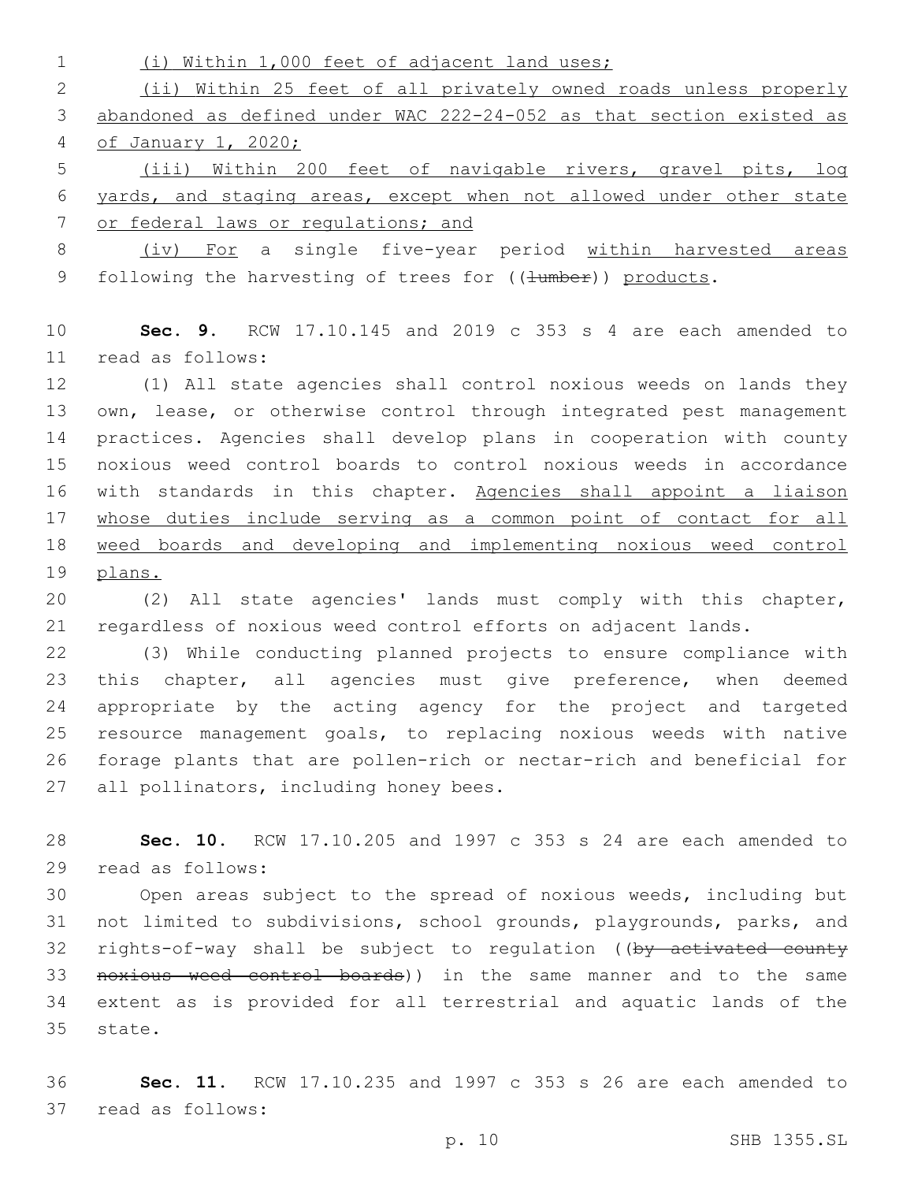(i) Within 1,000 feet of adjacent land uses;

(ii) Within 25 feet of all privately owned roads unless properly abandoned as defined under WAC 222-24-052 as that section existed as of January 1, 2020;

(iii) Within 200 feet of navigable rivers, gravel pits, log yards, and staging areas, except when not allowed under other state or federal laws or regulations; and

(iv) For a single five-year period within harvested areas following the harvesting of trees for ((~~lumber~~)) products.

**Sec. 9.** RCW 17.10.145 and 2019 c 353 s 4 are each amended to read as follows:

(1) All state agencies shall control noxious weeds on lands they own, lease, or otherwise control through integrated pest management practices. Agencies shall develop plans in cooperation with county noxious weed control boards to control noxious weeds in accordance with standards in this chapter. Agencies shall appoint a liaison whose duties include serving as a common point of contact for all weed boards and developing and implementing noxious weed control plans.

(2) All state agencies' lands must comply with this chapter, regardless of noxious weed control efforts on adjacent lands.

(3) While conducting planned projects to ensure compliance with this chapter, all agencies must give preference, when deemed appropriate by the acting agency for the project and targeted resource management goals, to replacing noxious weeds with native forage plants that are pollen-rich or nectar-rich and beneficial for all pollinators, including honey bees.

**Sec. 10.** RCW 17.10.205 and 1997 c 353 s 24 are each amended to read as follows:

Open areas subject to the spread of noxious weeds, including but not limited to subdivisions, school grounds, playgrounds, parks, and rights-of-way shall be subject to regulation ((~~by activated county noxious weed control boards~~)) in the same manner and to the same extent as is provided for all terrestrial and aquatic lands of the state.

**Sec. 11.** RCW 17.10.235 and 1997 c 353 s 26 are each amended to read as follows: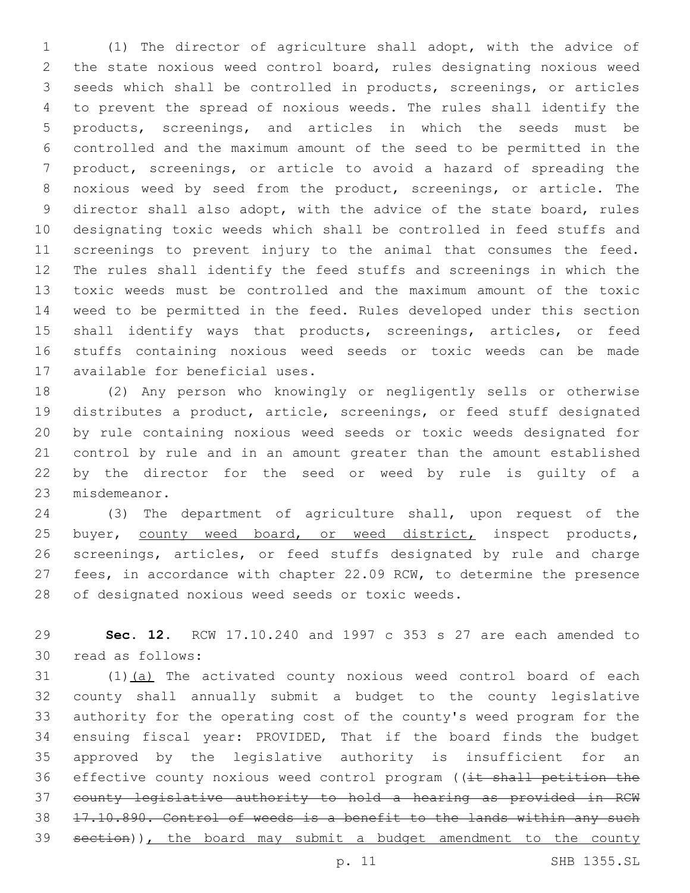(1) The director of agriculture shall adopt, with the advice of the state noxious weed control board, rules designating noxious weed seeds which shall be controlled in products, screenings, or articles to prevent the spread of noxious weeds. The rules shall identify the products, screenings, and articles in which the seeds must be controlled and the maximum amount of the seed to be permitted in the product, screenings, or article to avoid a hazard of spreading the noxious weed by seed from the product, screenings, or article. The director shall also adopt, with the advice of the state board, rules designating toxic weeds which shall be controlled in feed stuffs and screenings to prevent injury to the animal that consumes the feed. The rules shall identify the feed stuffs and screenings in which the toxic weeds must be controlled and the maximum amount of the toxic weed to be permitted in the feed. Rules developed under this section shall identify ways that products, screenings, articles, or feed stuffs containing noxious weed seeds or toxic weeds can be made available for beneficial uses.

(2) Any person who knowingly or negligently sells or otherwise distributes a product, article, screenings, or feed stuff designated by rule containing noxious weed seeds or toxic weeds designated for control by rule and in an amount greater than the amount established by the director for the seed or weed by rule is guilty of a misdemeanor.

(3) The department of agriculture shall, upon request of the buyer, county weed board, or weed district, inspect products, screenings, articles, or feed stuffs designated by rule and charge fees, in accordance with chapter 22.09 RCW, to determine the presence of designated noxious weed seeds or toxic weeds.

**Sec. 12.** RCW 17.10.240 and 1997 c 353 s 27 are each amended to read as follows:

(1)(a) The activated county noxious weed control board of each county shall annually submit a budget to the county legislative authority for the operating cost of the county's weed program for the ensuing fiscal year: PROVIDED, That if the board finds the budget approved by the legislative authority is insufficient for an effective county noxious weed control program ((~~it shall petition the county legislative authority to hold a hearing as provided in RCW 17.10.890. Control of weeds is a benefit to the lands within any such section~~)), the board may submit a budget amendment to the county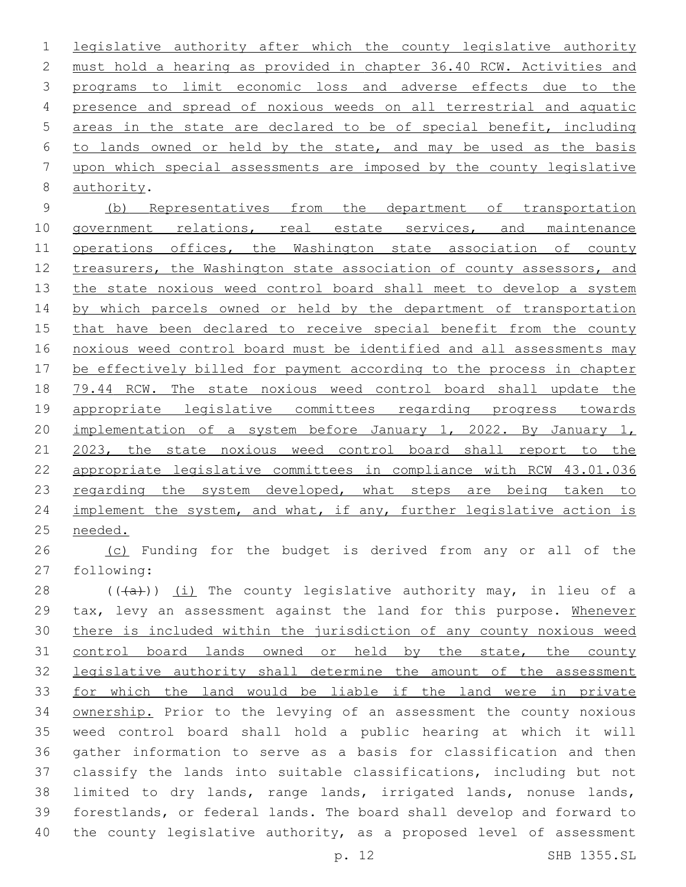legislative authority after which the county legislative authority must hold a hearing as provided in chapter 36.40 RCW. Activities and programs to limit economic loss and adverse effects due to the presence and spread of noxious weeds on all terrestrial and aquatic areas in the state are declared to be of special benefit, including to lands owned or held by the state, and may be used as the basis upon which special assessments are imposed by the county legislative authority.

(b) Representatives from the department of transportation government relations, real estate services, and maintenance operations offices, the Washington state association of county treasurers, the Washington state association of county assessors, and the state noxious weed control board shall meet to develop a system by which parcels owned or held by the department of transportation that have been declared to receive special benefit from the county noxious weed control board must be identified and all assessments may be effectively billed for payment according to the process in chapter 79.44 RCW. The state noxious weed control board shall update the appropriate legislative committees regarding progress towards implementation of a system before January 1, 2022. By January 1, 2023, the state noxious weed control board shall report to the appropriate legislative committees in compliance with RCW 43.01.036 regarding the system developed, what steps are being taken to implement the system, and what, if any, further legislative action is needed.

(c) Funding for the budget is derived from any or all of the following:

(((a))) (i) The county legislative authority may, in lieu of a tax, levy an assessment against the land for this purpose. Whenever there is included within the jurisdiction of any county noxious weed control board lands owned or held by the state, the county legislative authority shall determine the amount of the assessment for which the land would be liable if the land were in private ownership. Prior to the levying of an assessment the county noxious weed control board shall hold a public hearing at which it will gather information to serve as a basis for classification and then classify the lands into suitable classifications, including but not limited to dry lands, range lands, irrigated lands, nonuse lands, forestlands, or federal lands. The board shall develop and forward to the county legislative authority, as a proposed level of assessment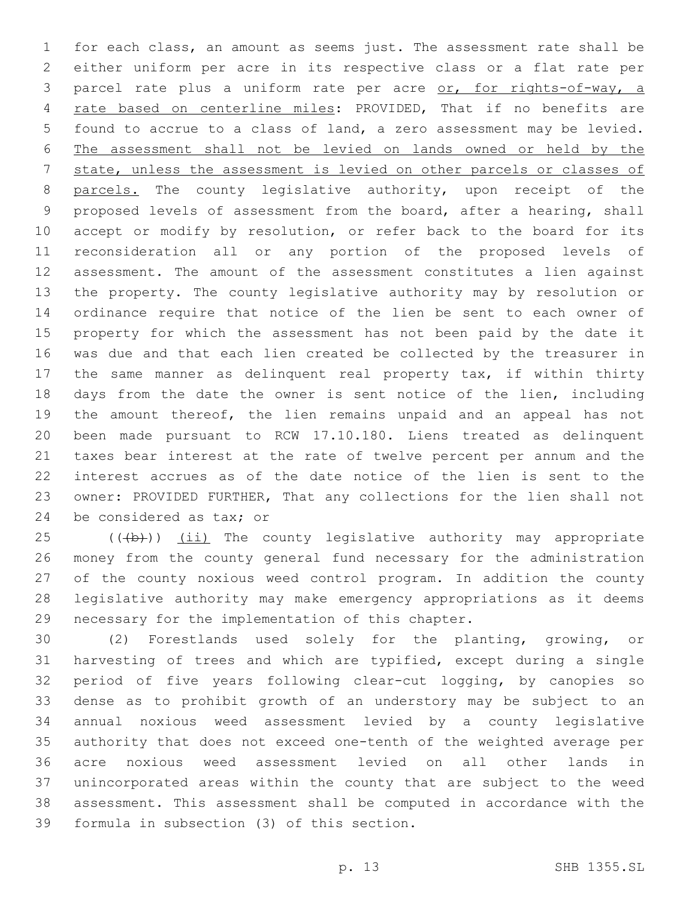for each class, an amount as seems just. The assessment rate shall be either uniform per acre in its respective class or a flat rate per parcel rate plus a uniform rate per acre <u>or, for rights-of-way, a rate based on centerline miles</u>: PROVIDED, That if no benefits are found to accrue to a class of land, a zero assessment may be levied. <u>The assessment shall not be levied on lands owned or held by the state, unless the assessment is levied on other parcels or classes of parcels.</u> The county legislative authority, upon receipt of the proposed levels of assessment from the board, after a hearing, shall accept or modify by resolution, or refer back to the board for its reconsideration all or any portion of the proposed levels of assessment. The amount of the assessment constitutes a lien against the property. The county legislative authority may by resolution or ordinance require that notice of the lien be sent to each owner of property for which the assessment has not been paid by the date it was due and that each lien created be collected by the treasurer in the same manner as delinquent real property tax, if within thirty days from the date the owner is sent notice of the lien, including the amount thereof, the lien remains unpaid and an appeal has not been made pursuant to RCW 17.10.180. Liens treated as delinquent taxes bear interest at the rate of twelve percent per annum and the interest accrues as of the date notice of the lien is sent to the owner: PROVIDED FURTHER, That any collections for the lien shall not be considered as tax; or

((~~(b)~~)) <u>(ii)</u> The county legislative authority may appropriate money from the county general fund necessary for the administration of the county noxious weed control program. In addition the county legislative authority may make emergency appropriations as it deems necessary for the implementation of this chapter.

(2) Forestlands used solely for the planting, growing, or harvesting of trees and which are typified, except during a single period of five years following clear-cut logging, by canopies so dense as to prohibit growth of an understory may be subject to an annual noxious weed assessment levied by a county legislative authority that does not exceed one-tenth of the weighted average per acre noxious weed assessment levied on all other lands in unincorporated areas within the county that are subject to the weed assessment. This assessment shall be computed in accordance with the formula in subsection (3) of this section.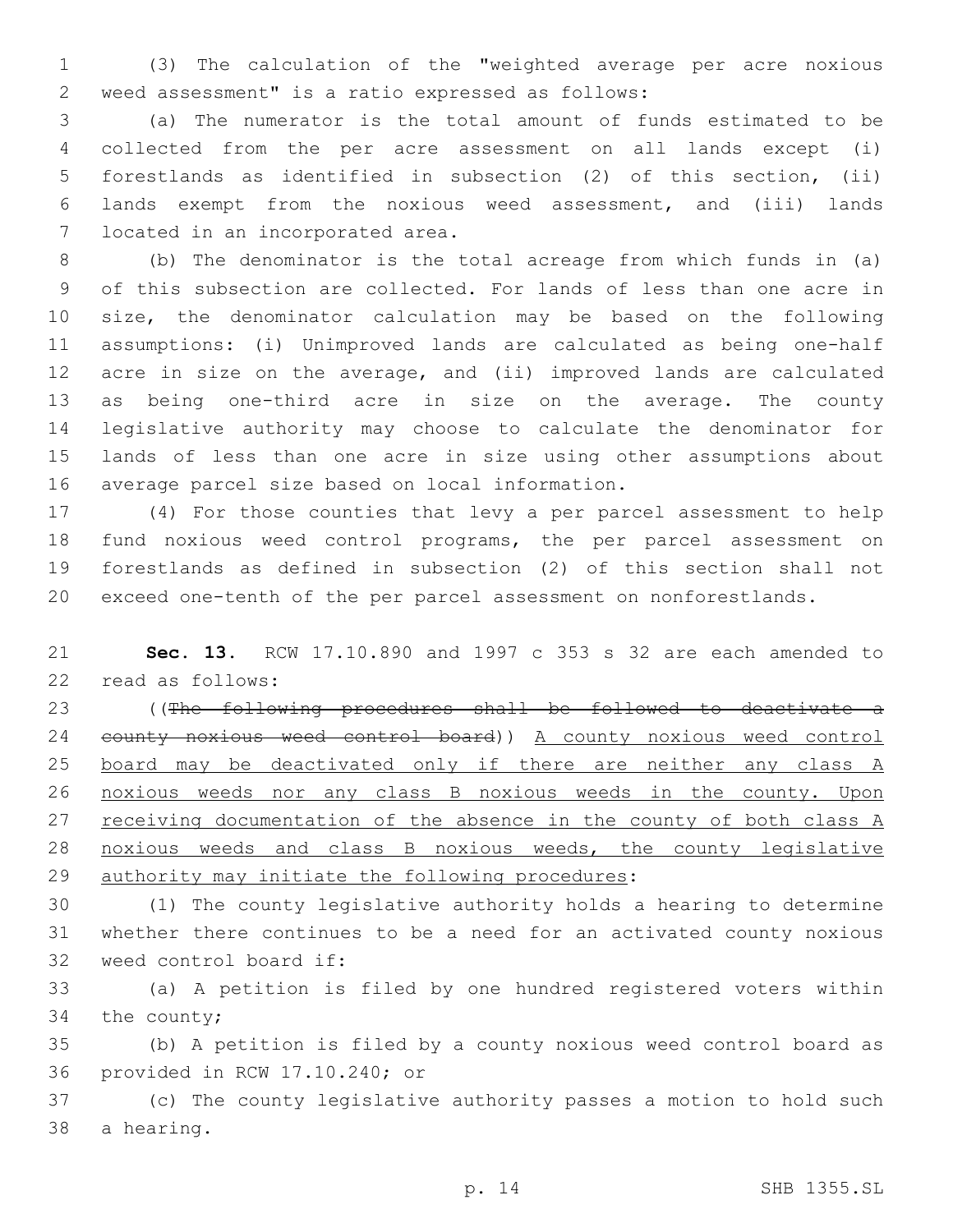(3) The calculation of the "weighted average per acre noxious weed assessment" is a ratio expressed as follows:

(a) The numerator is the total amount of funds estimated to be collected from the per acre assessment on all lands except (i) forestlands as identified in subsection (2) of this section, (ii) lands exempt from the noxious weed assessment, and (iii) lands located in an incorporated area.

(b) The denominator is the total acreage from which funds in (a) of this subsection are collected. For lands of less than one acre in size, the denominator calculation may be based on the following assumptions: (i) Unimproved lands are calculated as being one-half acre in size on the average, and (ii) improved lands are calculated as being one-third acre in size on the average. The county legislative authority may choose to calculate the denominator for lands of less than one acre in size using other assumptions about average parcel size based on local information.

(4) For those counties that levy a per parcel assessment to help fund noxious weed control programs, the per parcel assessment on forestlands as defined in subsection (2) of this section shall not exceed one-tenth of the per parcel assessment on nonforestlands.

**Sec. 13.** RCW 17.10.890 and 1997 c 353 s 32 are each amended to read as follows:

((~~The following procedures shall be followed to deactivate a county noxious weed control board~~)) <u>A county noxious weed control board may be deactivated only if there are neither any class A noxious weeds nor any class B noxious weeds in the county. Upon receiving documentation of the absence in the county of both class A noxious weeds and class B noxious weeds, the county legislative authority may initiate the following procedures</u>:

(1) The county legislative authority holds a hearing to determine whether there continues to be a need for an activated county noxious weed control board if:

(a) A petition is filed by one hundred registered voters within the county;

(b) A petition is filed by a county noxious weed control board as provided in RCW 17.10.240; or

(c) The county legislative authority passes a motion to hold such a hearing.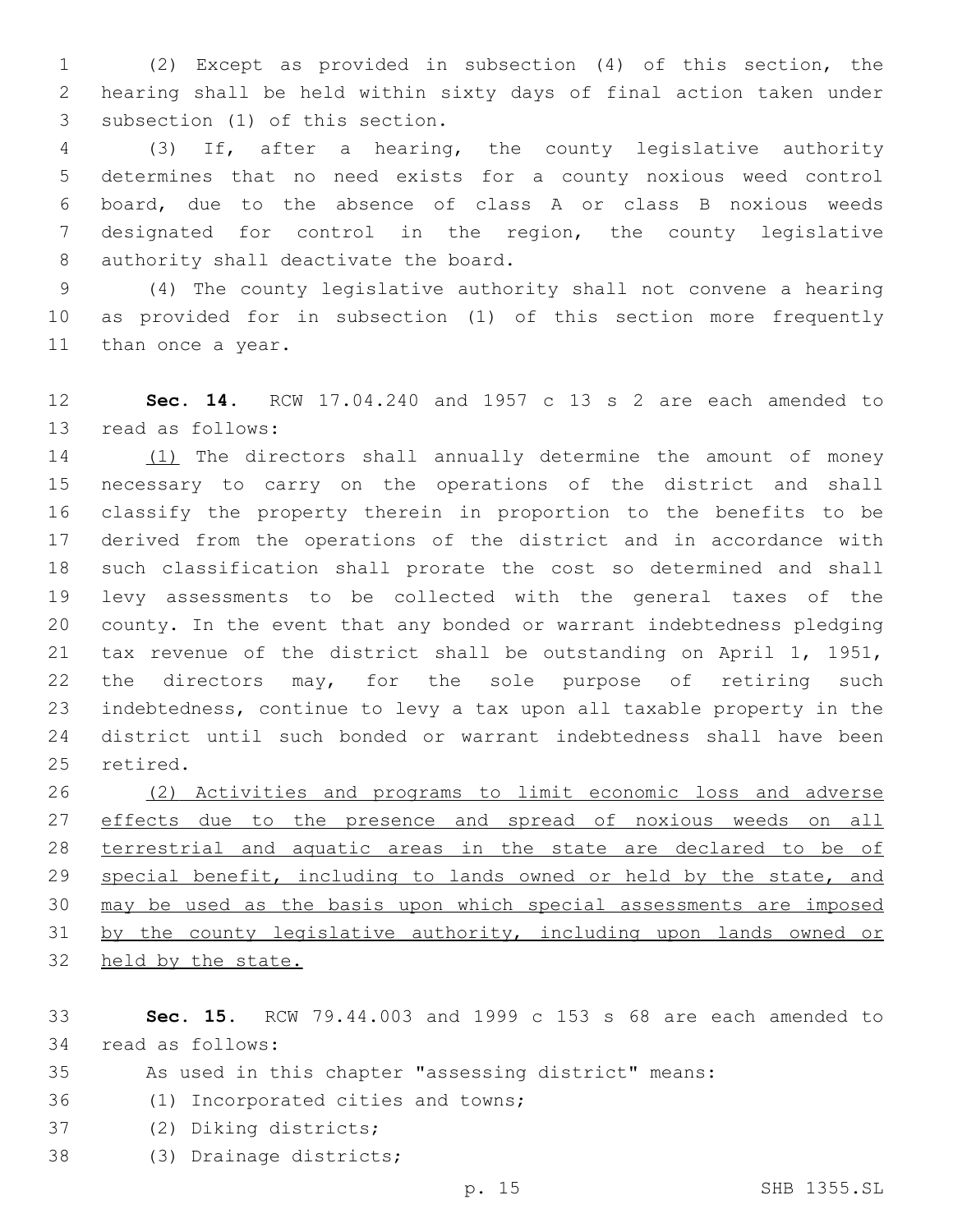(2) Except as provided in subsection (4) of this section, the hearing shall be held within sixty days of final action taken under subsection (1) of this section.

(3) If, after a hearing, the county legislative authority determines that no need exists for a county noxious weed control board, due to the absence of class A or class B noxious weeds designated for control in the region, the county legislative authority shall deactivate the board.

(4) The county legislative authority shall not convene a hearing as provided for in subsection (1) of this section more frequently than once a year.

**Sec. 14.** RCW 17.04.240 and 1957 c 13 s 2 are each amended to read as follows:

(1) The directors shall annually determine the amount of money necessary to carry on the operations of the district and shall classify the property therein in proportion to the benefits to be derived from the operations of the district and in accordance with such classification shall prorate the cost so determined and shall levy assessments to be collected with the general taxes of the county. In the event that any bonded or warrant indebtedness pledging tax revenue of the district shall be outstanding on April 1, 1951, the directors may, for the sole purpose of retiring such indebtedness, continue to levy a tax upon all taxable property in the district until such bonded or warrant indebtedness shall have been retired.

(2) Activities and programs to limit economic loss and adverse effects due to the presence and spread of noxious weeds on all terrestrial and aquatic areas in the state are declared to be of special benefit, including to lands owned or held by the state, and may be used as the basis upon which special assessments are imposed by the county legislative authority, including upon lands owned or held by the state.

**Sec. 15.** RCW 79.44.003 and 1999 c 153 s 68 are each amended to read as follows:

As used in this chapter "assessing district" means:

(1) Incorporated cities and towns;

(2) Diking districts;

(3) Drainage districts;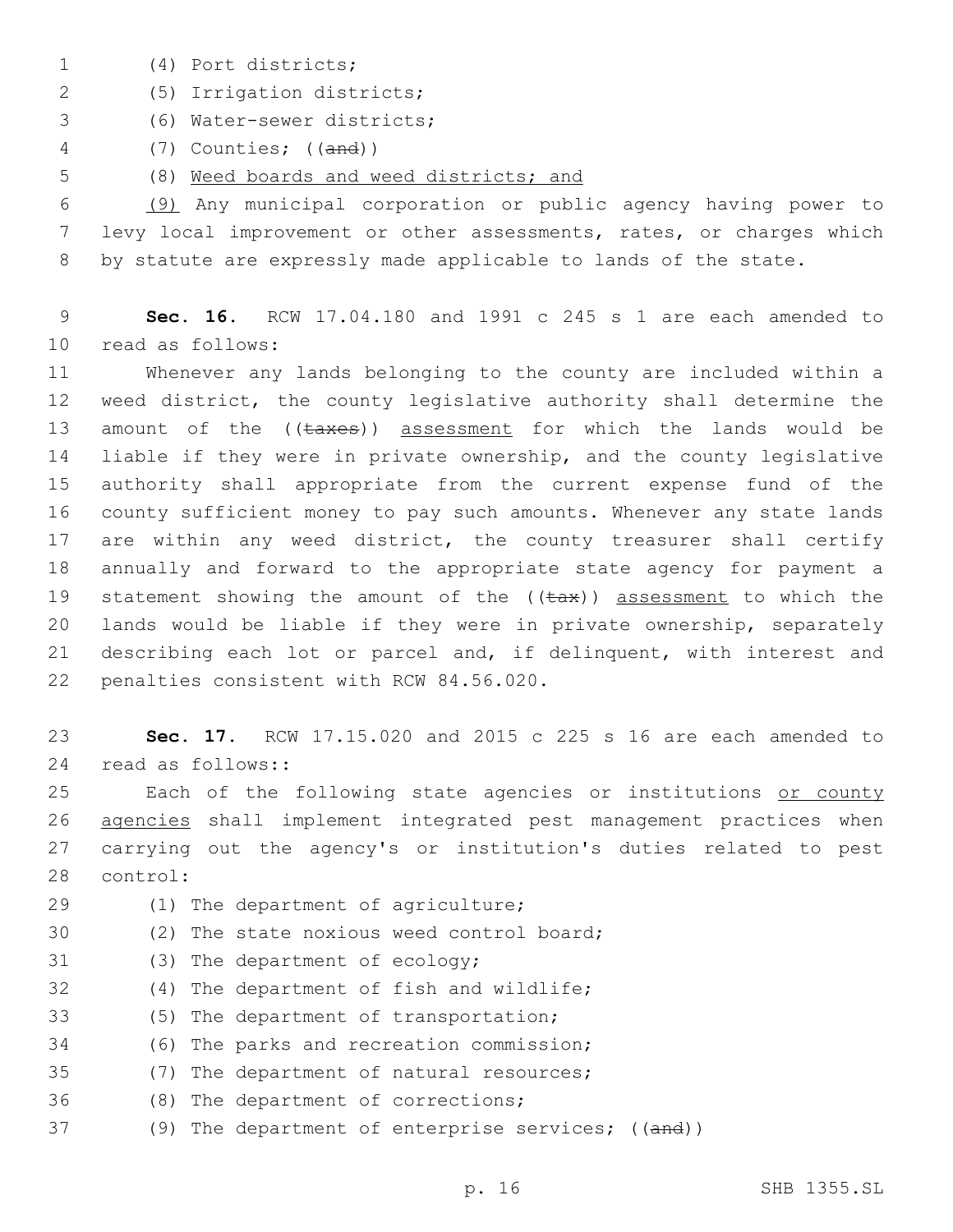(4) Port districts;

(5) Irrigation districts;

(6) Water-sewer districts;

(7) Counties; ((~~and~~))

(8) Weed boards and weed districts; and

(9) Any municipal corporation or public agency having power to levy local improvement or other assessments, rates, or charges which by statute are expressly made applicable to lands of the state.

**Sec. 16.** RCW 17.04.180 and 1991 c 245 s 1 are each amended to read as follows:

Whenever any lands belonging to the county are included within a weed district, the county legislative authority shall determine the amount of the ((~~taxes~~)) assessment for which the lands would be liable if they were in private ownership, and the county legislative authority shall appropriate from the current expense fund of the county sufficient money to pay such amounts. Whenever any state lands are within any weed district, the county treasurer shall certify annually and forward to the appropriate state agency for payment a statement showing the amount of the ((~~tax~~)) assessment to which the lands would be liable if they were in private ownership, separately describing each lot or parcel and, if delinquent, with interest and penalties consistent with RCW 84.56.020.

**Sec. 17.** RCW 17.15.020 and 2015 c 225 s 16 are each amended to read as follows::

Each of the following state agencies or institutions or county agencies shall implement integrated pest management practices when carrying out the agency's or institution's duties related to pest control:

(1) The department of agriculture;

(2) The state noxious weed control board;

(3) The department of ecology;

(4) The department of fish and wildlife;

(5) The department of transportation;

(6) The parks and recreation commission;

(7) The department of natural resources;

(8) The department of corrections;

(9) The department of enterprise services; ((~~and~~))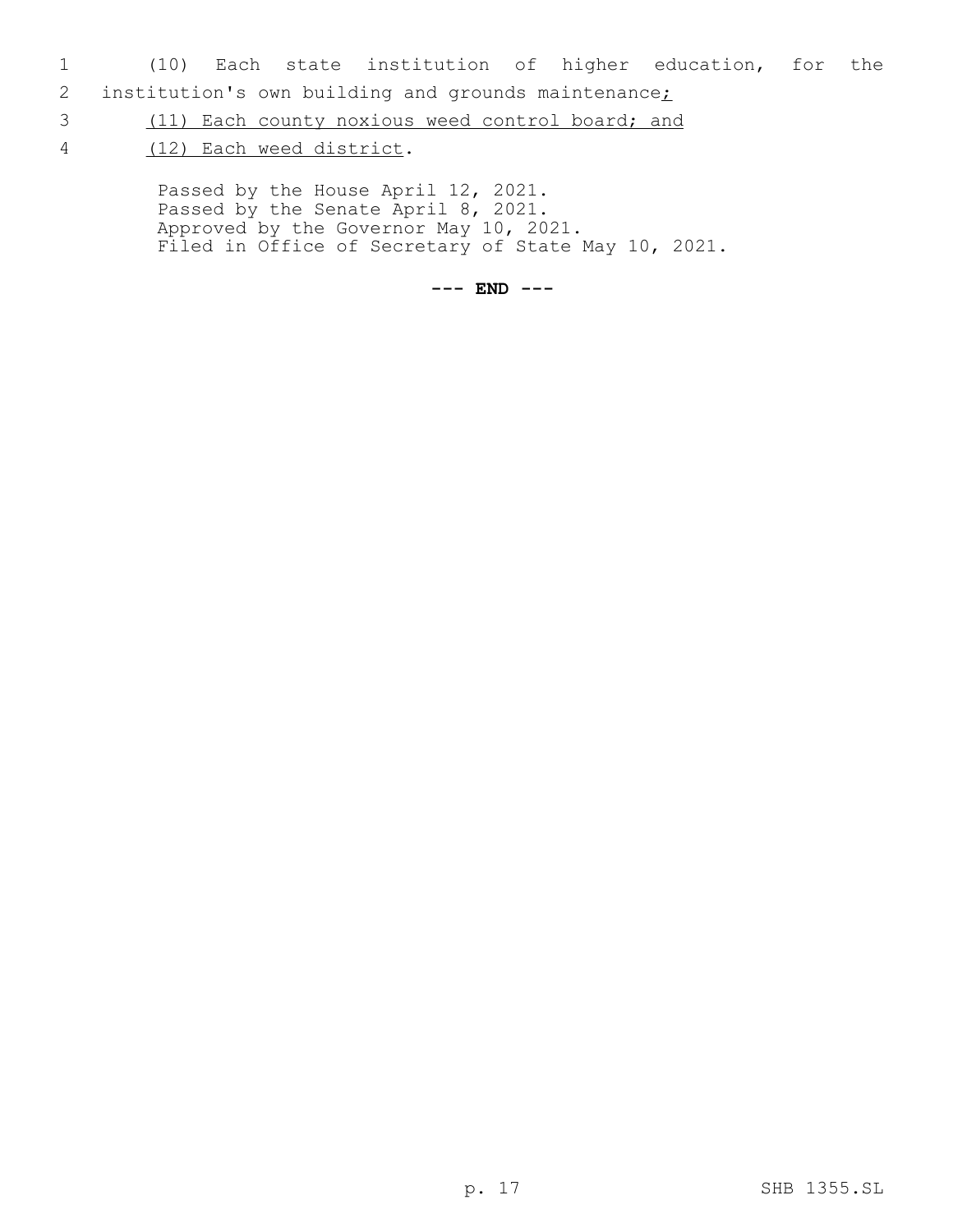(10) Each state institution of higher education, for the institution's own building and grounds maintenance;

(11) Each county noxious weed control board; and

(12) Each weed district.

Passed by the House April 12, 2021.
Passed by the Senate April 8, 2021.
Approved by the Governor May 10, 2021.
Filed in Office of Secretary of State May 10, 2021.

**--- END ---**